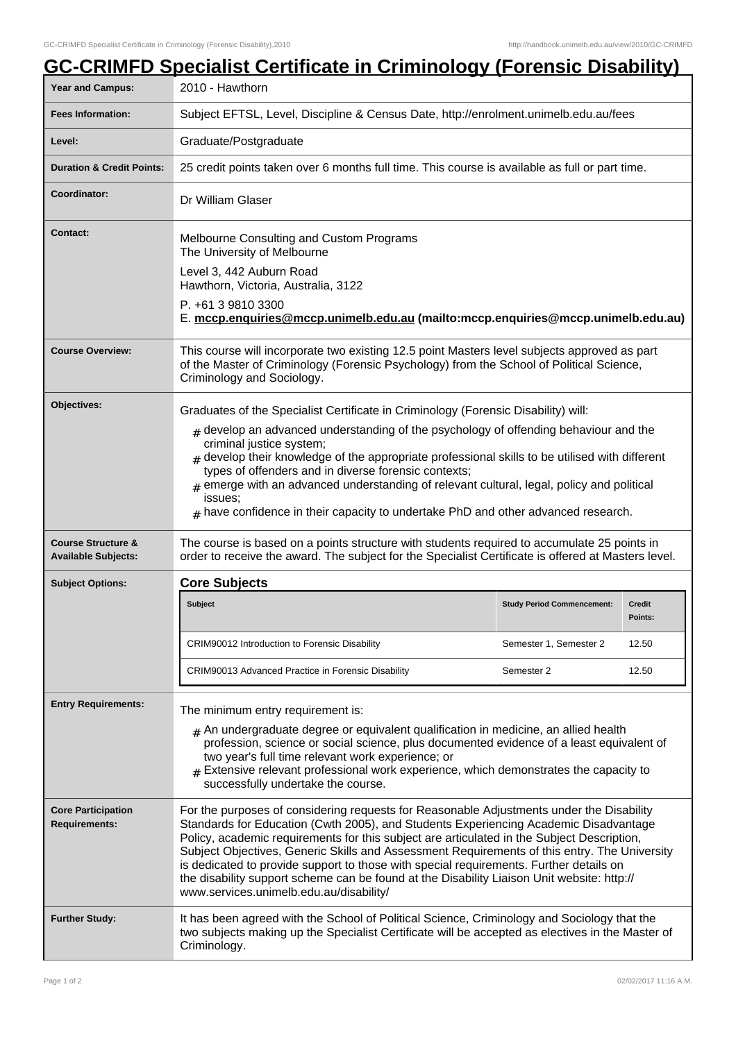# GC-CRIMFD Specialist Certificate in Criminology (Forensic Disability)

| | |
|---|---|
| **Year and Campus:** | 2010 - Hawthorn |
| **Fees Information:** | Subject EFTSL, Level, Discipline & Census Date, http://enrolment.unimelb.edu.au/fees |
| **Level:** | Graduate/Postgraduate |
| **Duration & Credit Points:** | 25 credit points taken over 6 months full time. This course is available as full or part time. |
| **Coordinator:** | Dr William Glaser |
| **Contact:** | Melbourne Consulting and Custom Programs<br>The University of Melbourne<br>Level 3, 442 Auburn Road<br>Hawthorn, Victoria, Australia, 3122<br>P. +61 3 9810 3300<br>E. **mccp.enquiries@mccp.unimelb.edu.au (mailto:mccp.enquiries@mccp.unimelb.edu.au)** |
| **Course Overview:** | This course will incorporate two existing 12.5 point Masters level subjects approved as part of the Master of Criminology (Forensic Psychology) from the School of Political Science, Criminology and Sociology. |
| **Objectives:** | Graduates of the Specialist Certificate in Criminology (Forensic Disability) will:<br># develop an advanced understanding of the psychology of offending behaviour and the criminal justice system;<br># develop their knowledge of the appropriate professional skills to be utilised with different types of offenders and in diverse forensic contexts;<br># emerge with an advanced understanding of relevant cultural, legal, policy and political issues;<br># have confidence in their capacity to undertake PhD and other advanced research. |
| **Course Structure & Available Subjects:** | The course is based on a points structure with students required to accumulate 25 points in order to receive the award. The subject for the Specialist Certificate is offered at Masters level. |
| **Subject Options:** | **Core Subjects** (see table below) |
| **Entry Requirements:** | The minimum entry requirement is:<br># An undergraduate degree or equivalent qualification in medicine, an allied health profession, science or social science, plus documented evidence of a least equivalent of two year's full time relevant work experience; or<br># Extensive relevant professional work experience, which demonstrates the capacity to successfully undertake the course. |
| **Core Participation Requirements:** | For the purposes of considering requests for Reasonable Adjustments under the Disability Standards for Education (Cwth 2005), and Students Experiencing Academic Disadvantage Policy, academic requirements for this subject are articulated in the Subject Description, Subject Objectives, Generic Skills and Assessment Requirements of this entry. The University is dedicated to provide support to those with special requirements. Further details on the disability support scheme can be found at the Disability Liaison Unit website: http://www.services.unimelb.edu.au/disability/ |
| **Further Study:** | It has been agreed with the School of Political Science, Criminology and Sociology that the two subjects making up the Specialist Certificate will be accepted as electives in the Master of Criminology. |

**Core Subjects**

| Subject | Study Period Commencement: | Credit Points: |
|---|---|---|
| CRIM90012 Introduction to Forensic Disability | Semester 1, Semester 2 | 12.50 |
| CRIM90013 Advanced Practice in Forensic Disability | Semester 2 | 12.50 |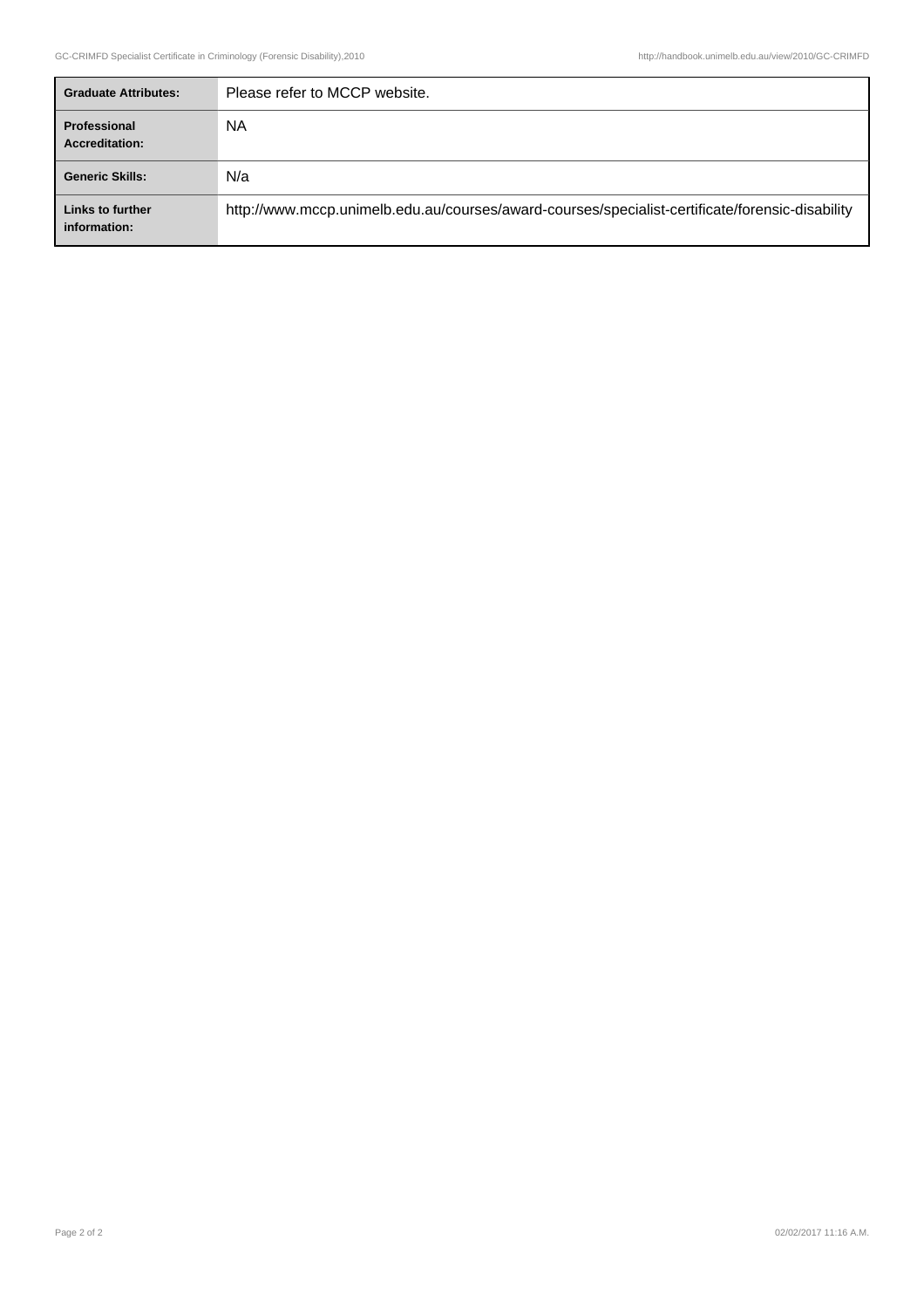| | |
|---|---|
| **Graduate Attributes:** | Please refer to MCCP website. |
| **Professional Accreditation:** | NA |
| **Generic Skills:** | N/a |
| **Links to further information:** | http://www.mccp.unimelb.edu.au/courses/award-courses/specialist-certificate/forensic-disability |